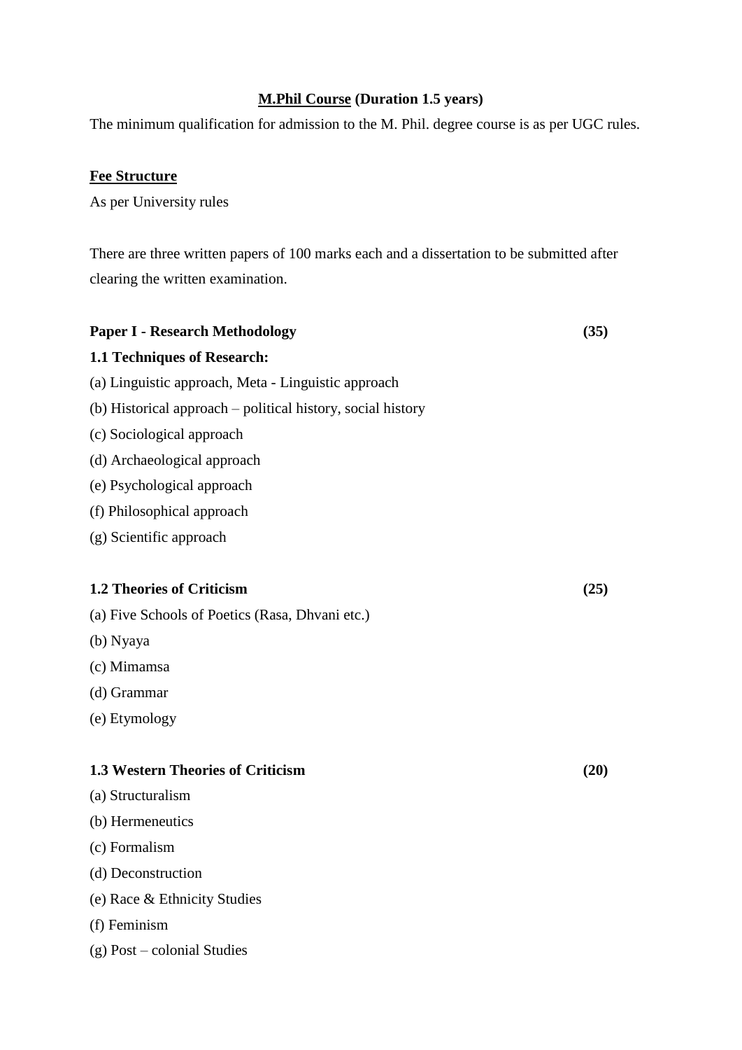## **M.Phil Course** (Duration 1.5 years)

The minimum qualification for admission to the M. Phil. degree course is as per UGC rules.

### **Fee Structure**

As per University rules

There are three written papers of 100 marks each and a dissertation to be submitted after clearing the written examination.

### Paper I - Research Methodology (35)

**1.1 Techniques of Research:**

(a) Linguistic approach, Meta - Linguistic approach

(b) Historical approach – political history, social history

(c) Sociological approach

(d) Archaeological approach

(e) Psychological approach

(f) Philosophical approach

(g) Scientific approach

**1.2 Theories of Criticism (25)**

(a) Five Schools of Poetics (Rasa, Dhvani etc.)

(b) Nyaya

(c) Mimamsa

(d) Grammar

(e) Etymology

**1.3 Western Theories of Criticism (20)**

(a) Structuralism

(b) Hermeneutics

(c) Formalism

(d) Deconstruction

(e) Race & Ethnicity Studies

(f) Feminism

(g) Post – colonial Studies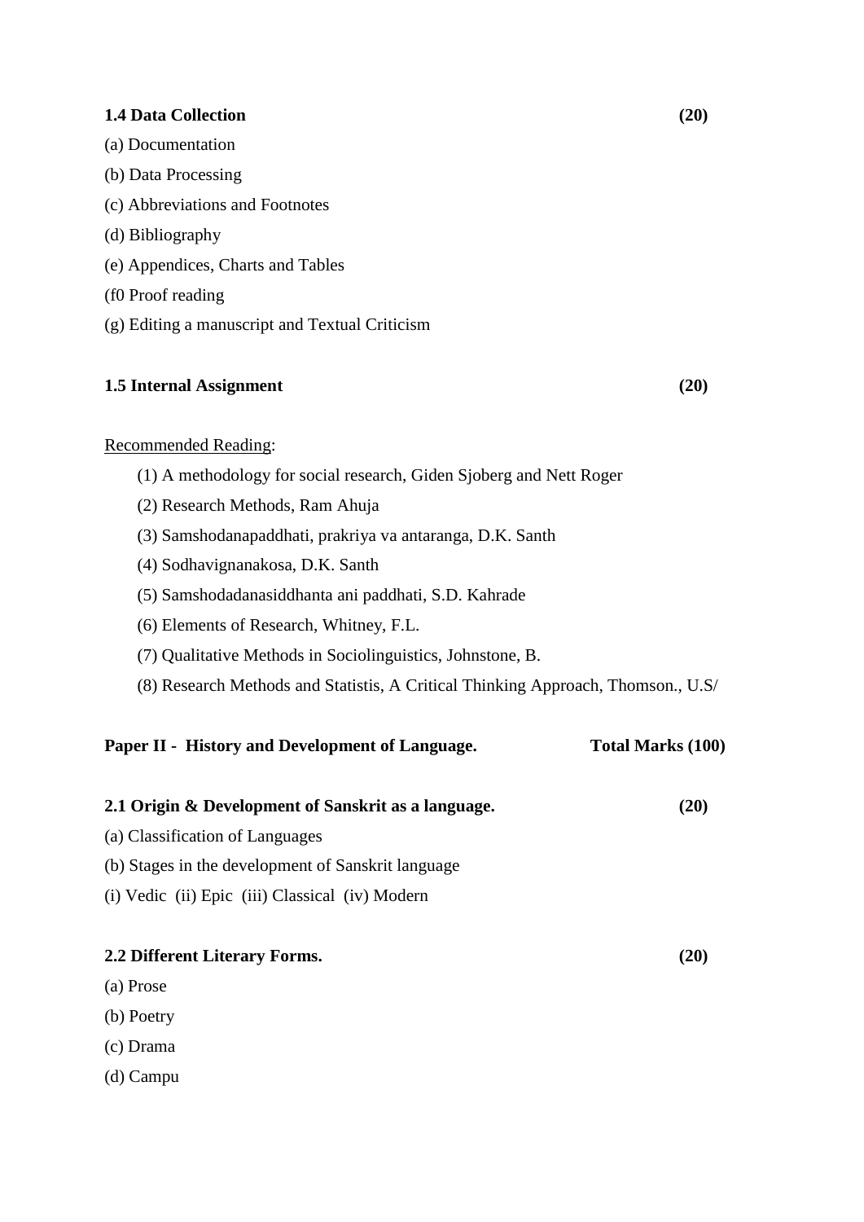**1.4 Data Collection (20)**

(a) Documentation

(b) Data Processing

(c) Abbreviations and Footnotes

(d) Bibliography

(e) Appendices, Charts and Tables

(f0 Proof reading

(g) Editing a manuscript and Textual Criticism

**1.5 Internal Assignment (20)**

Recommended Reading:

(1) A methodology for social research, Giden Sjoberg and Nett Roger

(2) Research Methods, Ram Ahuja

(3) Samshodanapaddhati, prakriya va antaranga, D.K. Santh

(4) Sodhavignanakosa, D.K. Santh

(5) Samshodadanasiddhanta ani paddhati, S.D. Kahrade

(6) Elements of Research, Whitney, F.L.

(7) Qualitative Methods in Sociolinguistics, Johnstone, B.

(8) Research Methods and Statistis, A Critical Thinking Approach, Thomson., U.S/

**Paper II - History and Development of Language. Total Marks (100)**

**2.1 Origin & Development of Sanskrit as a language. (20)**

(a) Classification of Languages

(b) Stages in the development of Sanskrit language

(i) Vedic (ii) Epic (iii) Classical (iv) Modern

**2.2 Different Literary Forms. (20)**

(a) Prose

(b) Poetry

(c) Drama

(d) Campu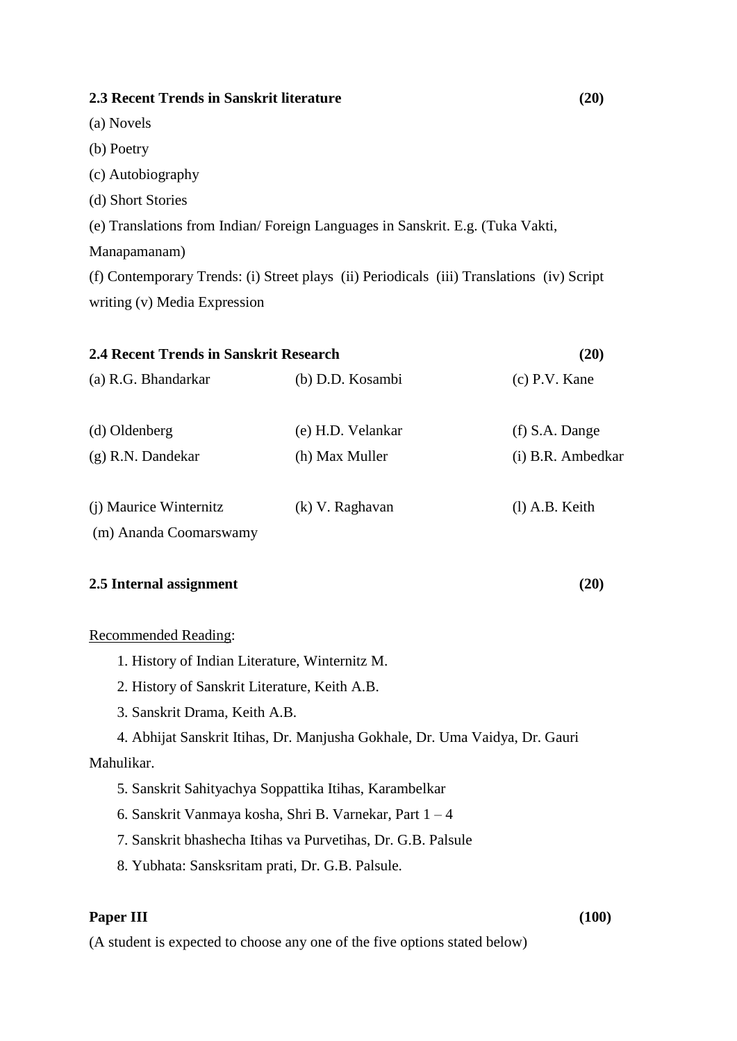**2.3 Recent Trends in Sanskrit literature** **(20)**

(a) Novels

(b) Poetry

(c) Autobiography

(d) Short Stories

(e) Translations from Indian/ Foreign Languages in Sanskrit. E.g. (Tuka Vakti, Manapamanam)

(f) Contemporary Trends: (i) Street plays (ii) Periodicals (iii) Translations (iv) Script writing (v) Media Expression

**2.4 Recent Trends in Sanskrit Research** **(20)**

| | | |
|---|---|---|
| (a) R.G. Bhandarkar | (b) D.D. Kosambi | (c) P.V. Kane |
| (d) Oldenberg | (e) H.D. Velankar | (f) S.A. Dange |
| (g) R.N. Dandekar | (h) Max Muller | (i) B.R. Ambedkar |
| (j) Maurice Winternitz | (k) V. Raghavan | (l) A.B. Keith |
| (m) Ananda Coomarswamy | | |

**2.5 Internal assignment** **(20)**

Recommended Reading:

1. History of Indian Literature, Winternitz M.
2. History of Sanskrit Literature, Keith A.B.
3. Sanskrit Drama, Keith A.B.
4. Abhijat Sanskrit Itihas, Dr. Manjusha Gokhale, Dr. Uma Vaidya, Dr. Gauri Mahulikar.
5. Sanskrit Sahityachya Soppattika Itihas, Karambelkar
6. Sanskrit Vanmaya kosha, Shri B. Varnekar, Part 1 – 4
7. Sanskrit bhashecha Itihas va Purvetihas, Dr. G.B. Palsule
8. Yubhata: Sansksritam prati, Dr. G.B. Palsule.

**Paper III** **(100)**

(A student is expected to choose any one of the five options stated below)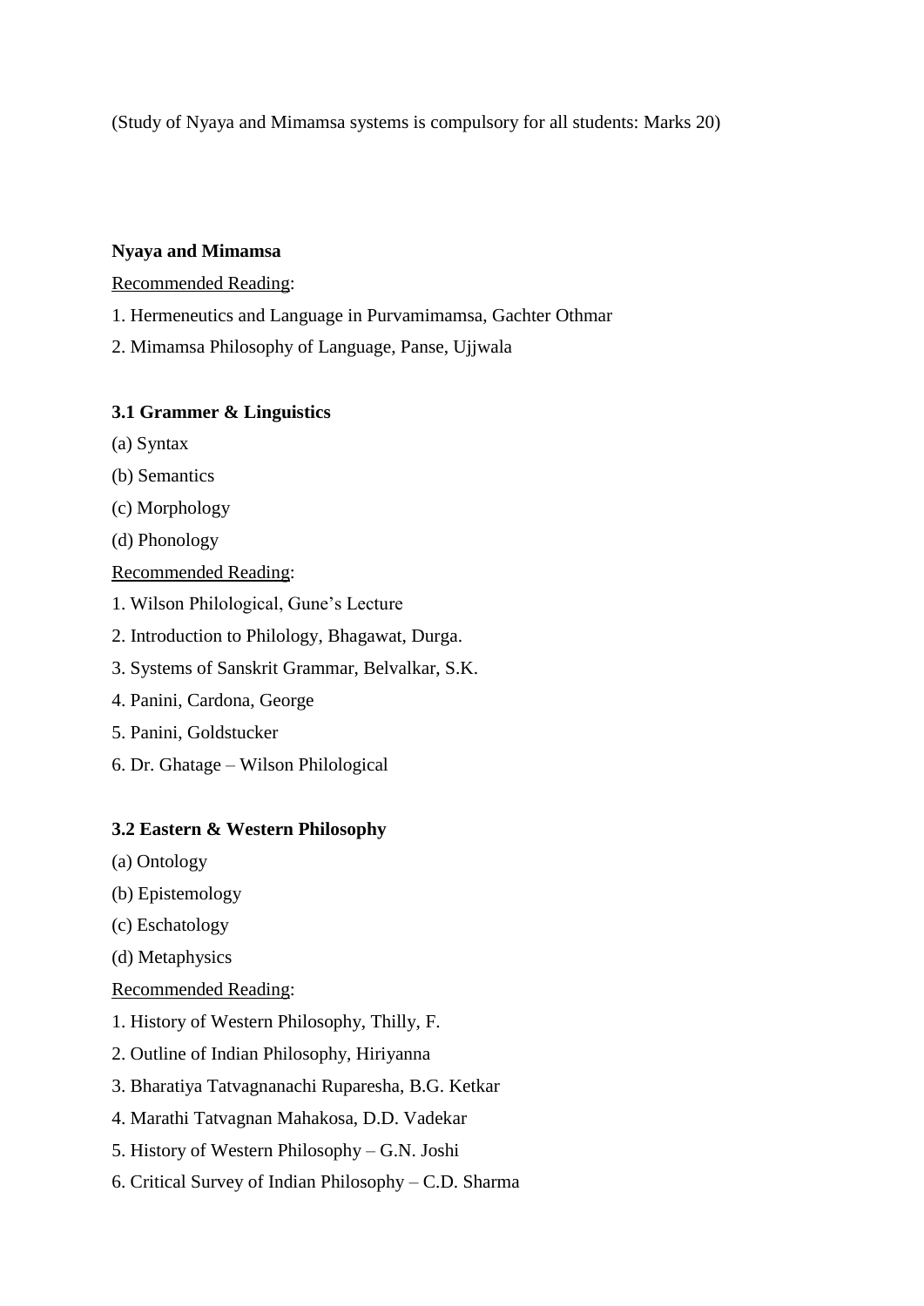(Study of Nyaya and Mimamsa systems is compulsory for all students: Marks 20)

**Nyaya and Mimamsa**

Recommended Reading:

1. Hermeneutics and Language in Purvamimamsa, Gachter Othmar
2. Mimamsa Philosophy of Language, Panse, Ujjwala

**3.1 Grammer & Linguistics**

(a) Syntax

(b) Semantics

(c) Morphology

(d) Phonology

Recommended Reading:

1. Wilson Philological, Gune's Lecture
2. Introduction to Philology, Bhagawat, Durga.
3. Systems of Sanskrit Grammar, Belvalkar, S.K.
4. Panini, Cardona, George
5. Panini, Goldstucker
6. Dr. Ghatage – Wilson Philological

**3.2 Eastern & Western Philosophy**

(a) Ontology

(b) Epistemology

(c) Eschatology

(d) Metaphysics

Recommended Reading:

1. History of Western Philosophy, Thilly, F.
2. Outline of Indian Philosophy, Hiriyanna
3. Bharatiya Tatvagnanachi Rupareshа, B.G. Ketkar
4. Marathi Tatvagnan Mahakosa, D.D. Vadekar
5. History of Western Philosophy – G.N. Joshi
6. Critical Survey of Indian Philosophy – C.D. Sharma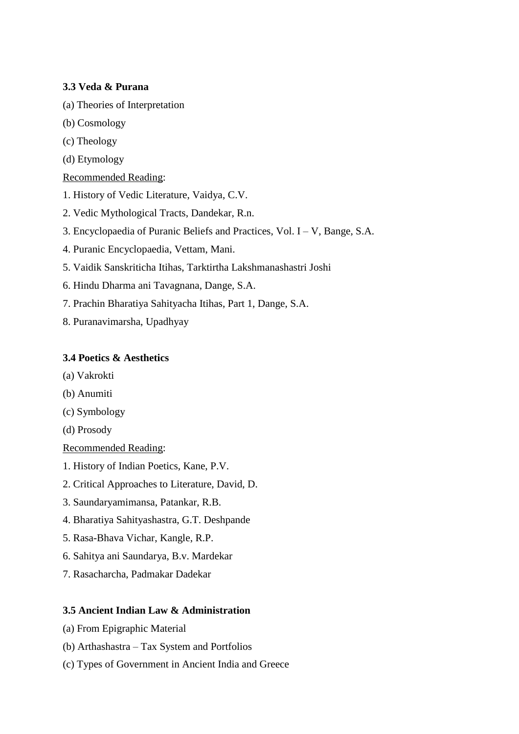**3.3 Veda & Purana**

(a) Theories of Interpretation

(b) Cosmology

(c) Theology

(d) Etymology

Recommended Reading:

1. History of Vedic Literature, Vaidya, C.V.
2. Vedic Mythological Tracts, Dandekar, R.n.
3. Encyclopaedia of Puranic Beliefs and Practices, Vol. I – V, Bange, S.A.
4. Puranic Encyclopaedia, Vettam, Mani.
5. Vaidik Sanskriticha Itihas, Tarktirtha Lakshmanashastri Joshi
6. Hindu Dharma ani Tavagnana, Dange, S.A.
7. Prachin Bharatiya Sahityacha Itihas, Part 1, Dange, S.A.
8. Puranavimarsha, Upadhyay

**3.4 Poetics & Aesthetics**

(a) Vakrokti

(b) Anumiti

(c) Symbology

(d) Prosody

Recommended Reading:

1. History of Indian Poetics, Kane, P.V.
2. Critical Approaches to Literature, David, D.
3. Saundaryamimansa, Patankar, R.B.
4. Bharatiya Sahityashastra, G.T. Deshpande
5. Rasa-Bhava Vichar, Kangle, R.P.
6. Sahitya ani Saundarya, B.v. Mardekar
7. Rasacharcha, Padmakar Dadekar

**3.5 Ancient Indian Law & Administration**

(a) From Epigraphic Material

(b) Arthashastra – Tax System and Portfolios

(c) Types of Government in Ancient India and Greece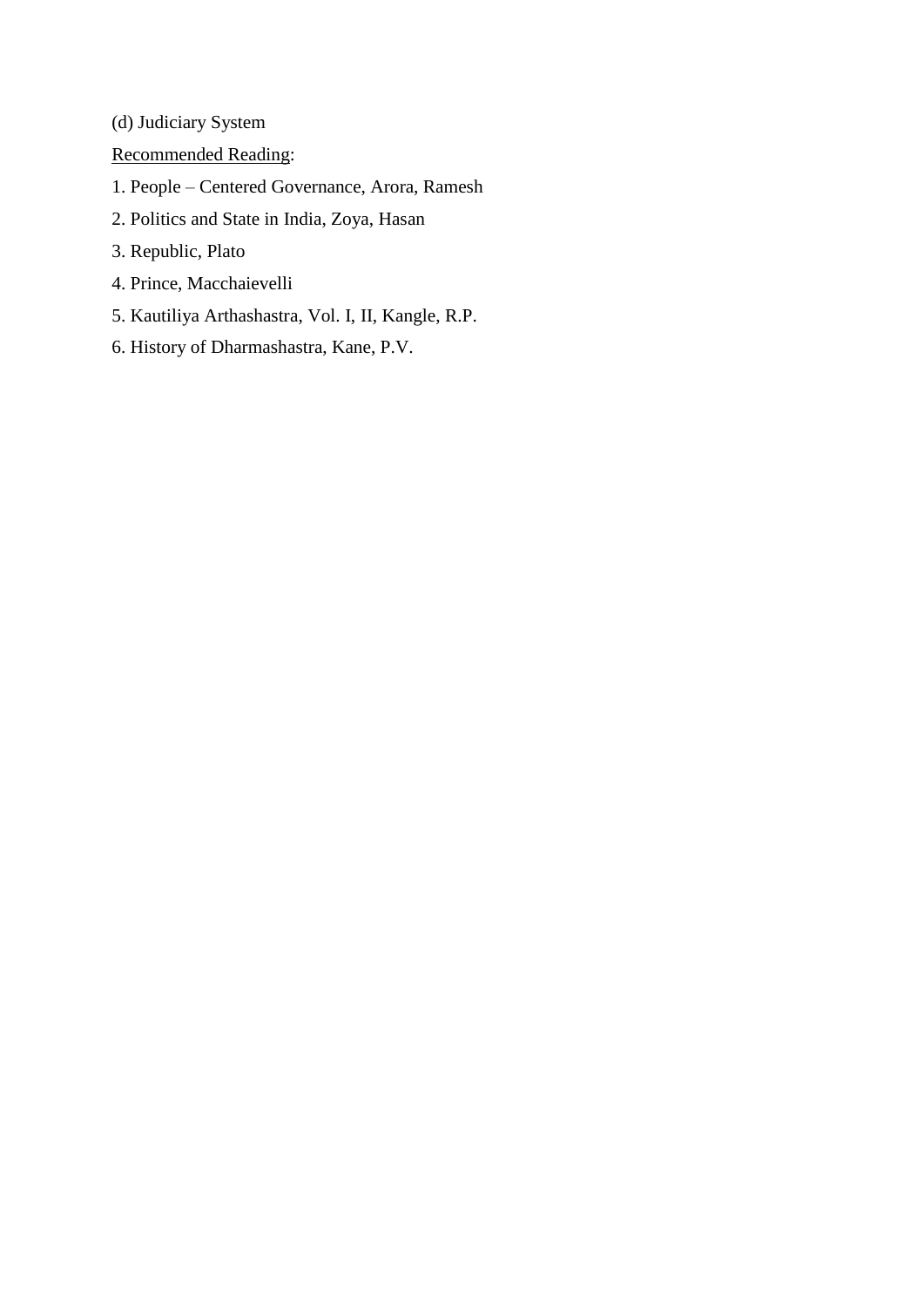(d) Judiciary System

<u>Recommended Reading</u>:

1. People – Centered Governance, Arora, Ramesh
2. Politics and State in India, Zoya, Hasan
3. Republic, Plato
4. Prince, Macchaievelli
5. Kautiliya Arthashastra, Vol. I, II, Kangle, R.P.
6. History of Dharmashastra, Kane, P.V.